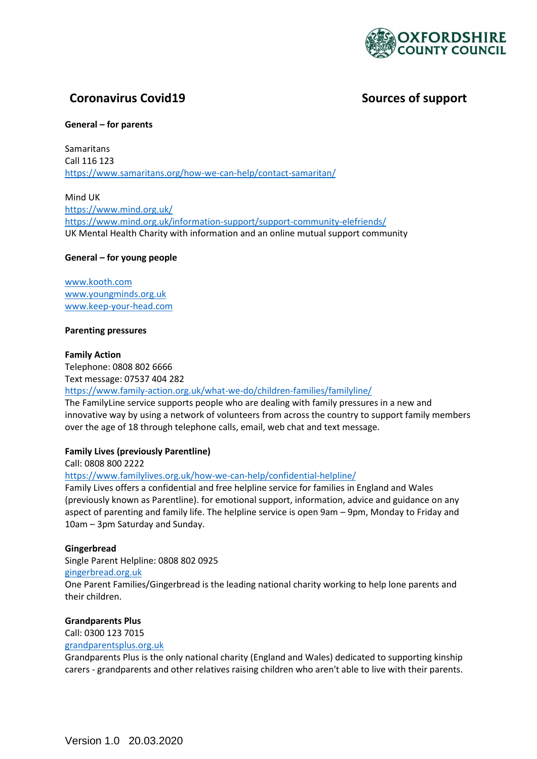# Coronavirus Covid19 Sources of support

**General – for parents**

Samaritans
Call 116 123
https://www.samaritans.org/how-we-can-help/contact-samaritan/

Mind UK
https://www.mind.org.uk/
https://www.mind.org.uk/information-support/support-community-elefriends/
UK Mental Health Charity with information and an online mutual support community

**General – for young people**

www.kooth.com
www.youngminds.org.uk
www.keep-your-head.com

**Parenting pressures**

**Family Action**
Telephone: 0808 802 6666
Text message: 07537 404 282
https://www.family-action.org.uk/what-we-do/children-families/familyline/
The FamilyLine service supports people who are dealing with family pressures in a new and innovative way by using a network of volunteers from across the country to support family members over the age of 18 through telephone calls, email, web chat and text message.

**Family Lives (previously Parentline)**
Call: 0808 800 2222
https://www.familylives.org.uk/how-we-can-help/confidential-helpline/
Family Lives offers a confidential and free helpline service for families in England and Wales (previously known as Parentline). for emotional support, information, advice and guidance on any aspect of parenting and family life. The helpline service is open 9am – 9pm, Monday to Friday and 10am – 3pm Saturday and Sunday.

**Gingerbread**
Single Parent Helpline: 0808 802 0925
gingerbread.org.uk
One Parent Families/Gingerbread is the leading national charity working to help lone parents and their children.

**Grandparents Plus**
Call: 0300 123 7015
grandparentsplus.org.uk
Grandparents Plus is the only national charity (England and Wales) dedicated to supporting kinship carers - grandparents and other relatives raising children who aren't able to live with their parents.

Version 1.0 20.03.2020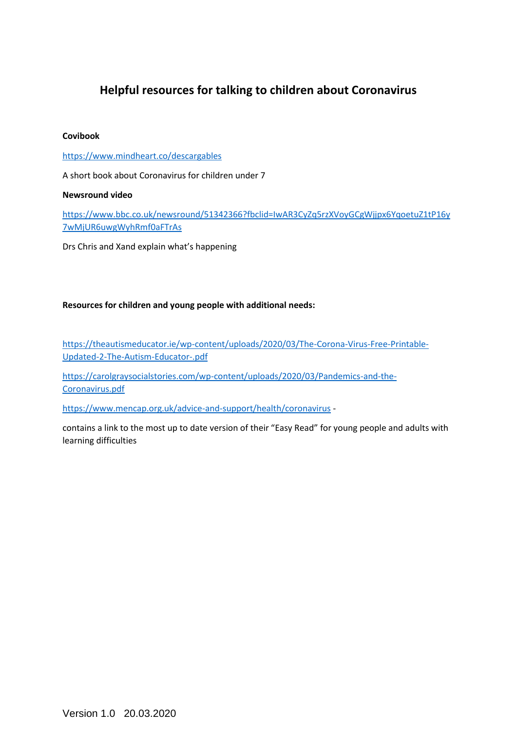## Helpful resources for talking to children about Coronavirus

**Covibook**

https://www.mindheart.co/descargables

A short book about Coronavirus for children under 7

**Newsround video**

https://www.bbc.co.uk/newsround/51342366?fbclid=IwAR3CyZq5rzXVoyGCgWjjpx6YqoetuZ1tP16y7wMjUR6uwgWyhRmf0aFTrAs

Drs Chris and Xand explain what's happening

**Resources for children and young people with additional needs:**

https://theautismeducator.ie/wp-content/uploads/2020/03/The-Corona-Virus-Free-Printable-Updated-2-The-Autism-Educator-.pdf

https://carolgraysocialstories.com/wp-content/uploads/2020/03/Pandemics-and-the-Coronavirus.pdf

https://www.mencap.org.uk/advice-and-support/health/coronavirus -

contains a link to the most up to date version of their "Easy Read" for young people and adults with learning difficulties

Version 1.0 20.03.2020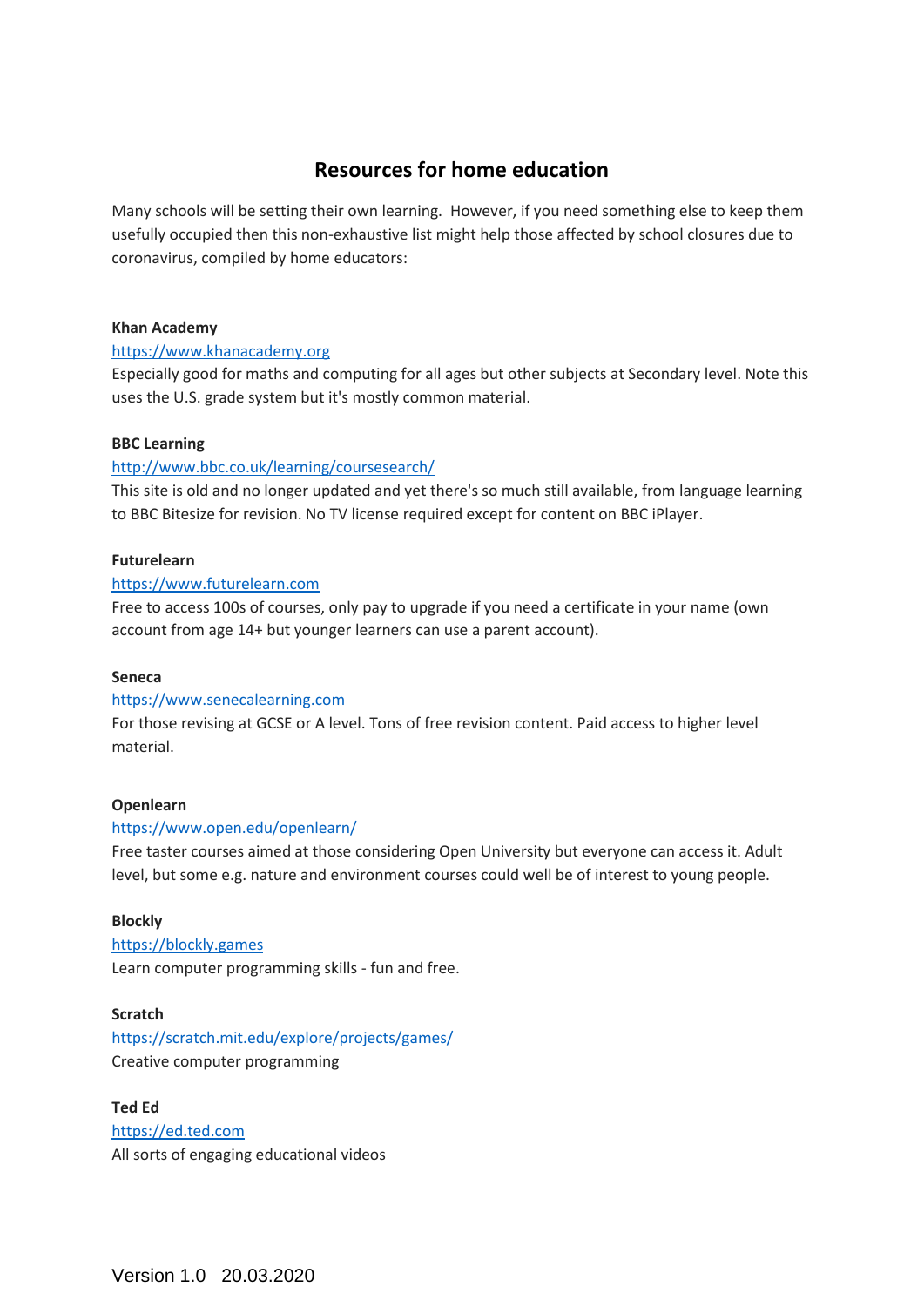# Resources for home education

Many schools will be setting their own learning. However, if you need something else to keep them usefully occupied then this non-exhaustive list might help those affected by school closures due to coronavirus, compiled by home educators:

**Khan Academy**

https://www.khanacademy.org

Especially good for maths and computing for all ages but other subjects at Secondary level. Note this uses the U.S. grade system but it's mostly common material.

**BBC Learning**

http://www.bbc.co.uk/learning/coursesearch/

This site is old and no longer updated and yet there's so much still available, from language learning to BBC Bitesize for revision. No TV license required except for content on BBC iPlayer.

**Futurelearn**

https://www.futurelearn.com

Free to access 100s of courses, only pay to upgrade if you need a certificate in your name (own account from age 14+ but younger learners can use a parent account).

**Seneca**

https://www.senecalearning.com

For those revising at GCSE or A level. Tons of free revision content. Paid access to higher level material.

**Openlearn**

https://www.open.edu/openlearn/

Free taster courses aimed at those considering Open University but everyone can access it. Adult level, but some e.g. nature and environment courses could well be of interest to young people.

**Blockly**

https://blockly.games

Learn computer programming skills - fun and free.

**Scratch**

https://scratch.mit.edu/explore/projects/games/

Creative computer programming

**Ted Ed**

https://ed.ted.com

All sorts of engaging educational videos

Version 1.0 20.03.2020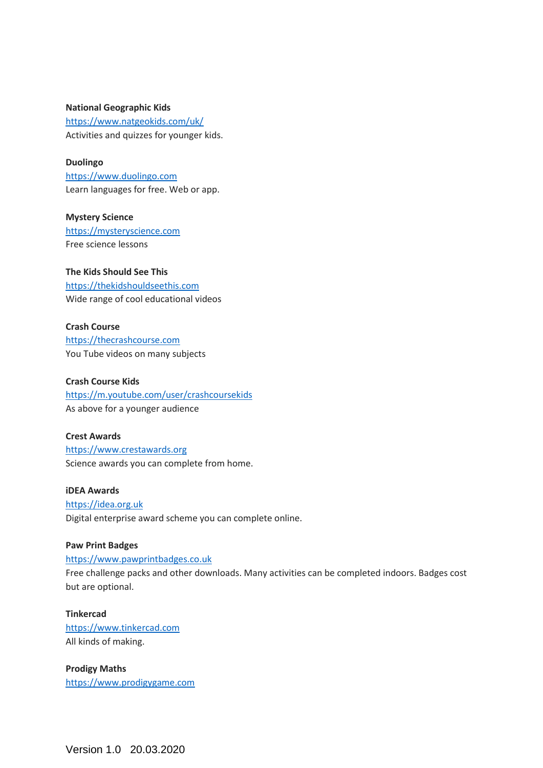**National Geographic Kids**
https://www.natgeokids.com/uk/
Activities and quizzes for younger kids.

**Duolingo**
https://www.duolingo.com
Learn languages for free. Web or app.

**Mystery Science**
https://mysteryscience.com
Free science lessons

**The Kids Should See This**
https://thekidshouldseethis.com
Wide range of cool educational videos

**Crash Course**
https://thecrashcourse.com
You Tube videos on many subjects

**Crash Course Kids**
https://m.youtube.com/user/crashcoursekids
As above for a younger audience

**Crest Awards**
https://www.crestawards.org
Science awards you can complete from home.

**iDEA Awards**
https://idea.org.uk
Digital enterprise award scheme you can complete online.

**Paw Print Badges**
https://www.pawprintbadges.co.uk
Free challenge packs and other downloads. Many activities can be completed indoors. Badges cost but are optional.

**Tinkercad**
https://www.tinkercad.com
All kinds of making.

**Prodigy Maths**
https://www.prodigygame.com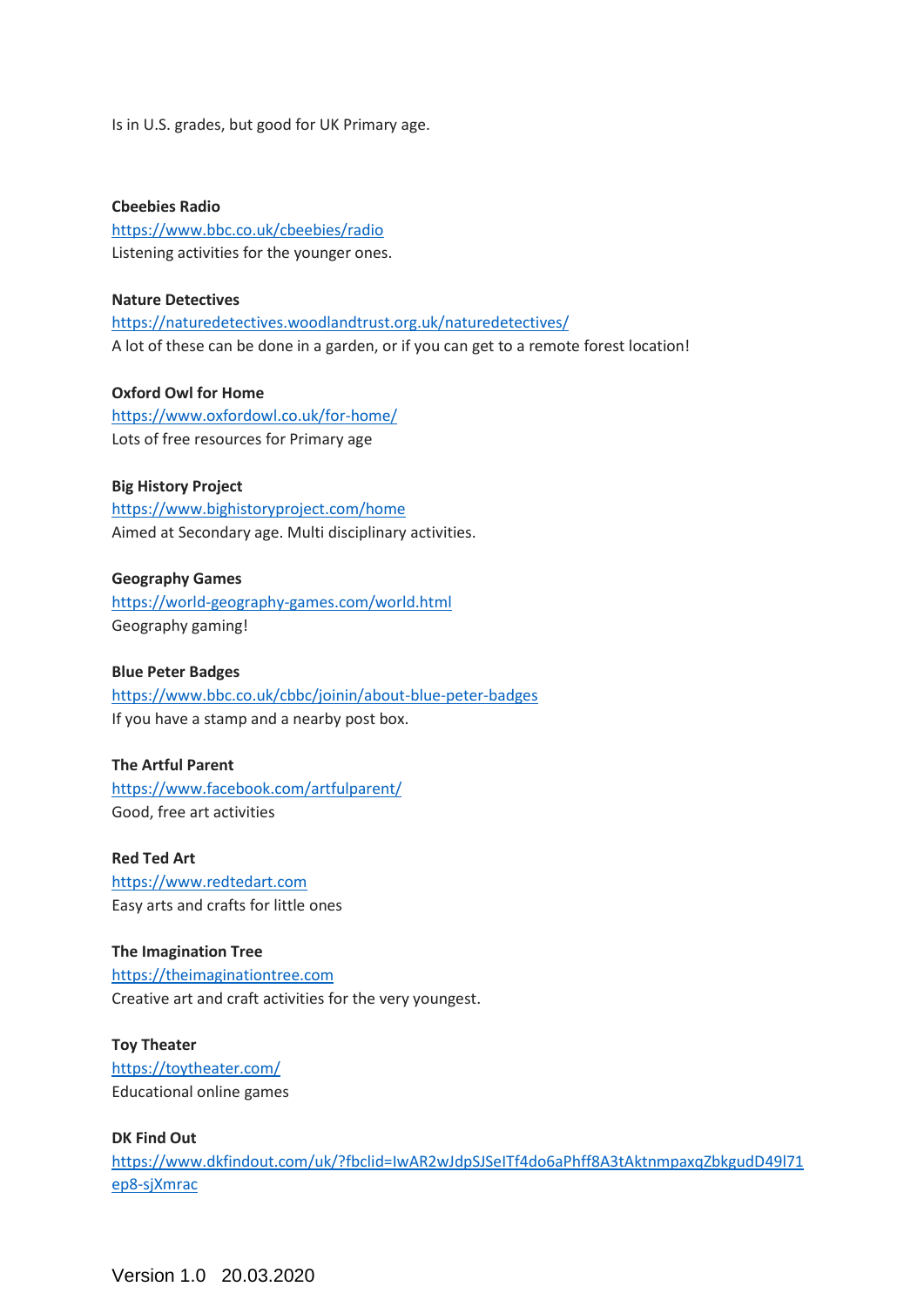Is in U.S. grades, but good for UK Primary age.

**Cbeebies Radio**
https://www.bbc.co.uk/cbeebies/radio
Listening activities for the younger ones.

**Nature Detectives**
https://naturedetectives.woodlandtrust.org.uk/naturedetectives/
A lot of these can be done in a garden, or if you can get to a remote forest location!

**Oxford Owl for Home**
https://www.oxfordowl.co.uk/for-home/
Lots of free resources for Primary age

**Big History Project**
https://www.bighistoryproject.com/home
Aimed at Secondary age. Multi disciplinary activities.

**Geography Games**
https://world-geography-games.com/world.html
Geography gaming!

**Blue Peter Badges**
https://www.bbc.co.uk/cbbc/joinin/about-blue-peter-badges
If you have a stamp and a nearby post box.

**The Artful Parent**
https://www.facebook.com/artfulparent/
Good, free art activities

**Red Ted Art**
https://www.redtedart.com
Easy arts and crafts for little ones

**The Imagination Tree**
https://theimaginationtree.com
Creative art and craft activities for the very youngest.

**Toy Theater**
https://toytheater.com/
Educational online games

**DK Find Out**
https://www.dkfindout.com/uk/?fbclid=IwAR2wJdpSJSeITf4do6aPhff8A3tAktnmpaxqZbkgudD49l71ep8-sjXmrac

Version 1.0 20.03.2020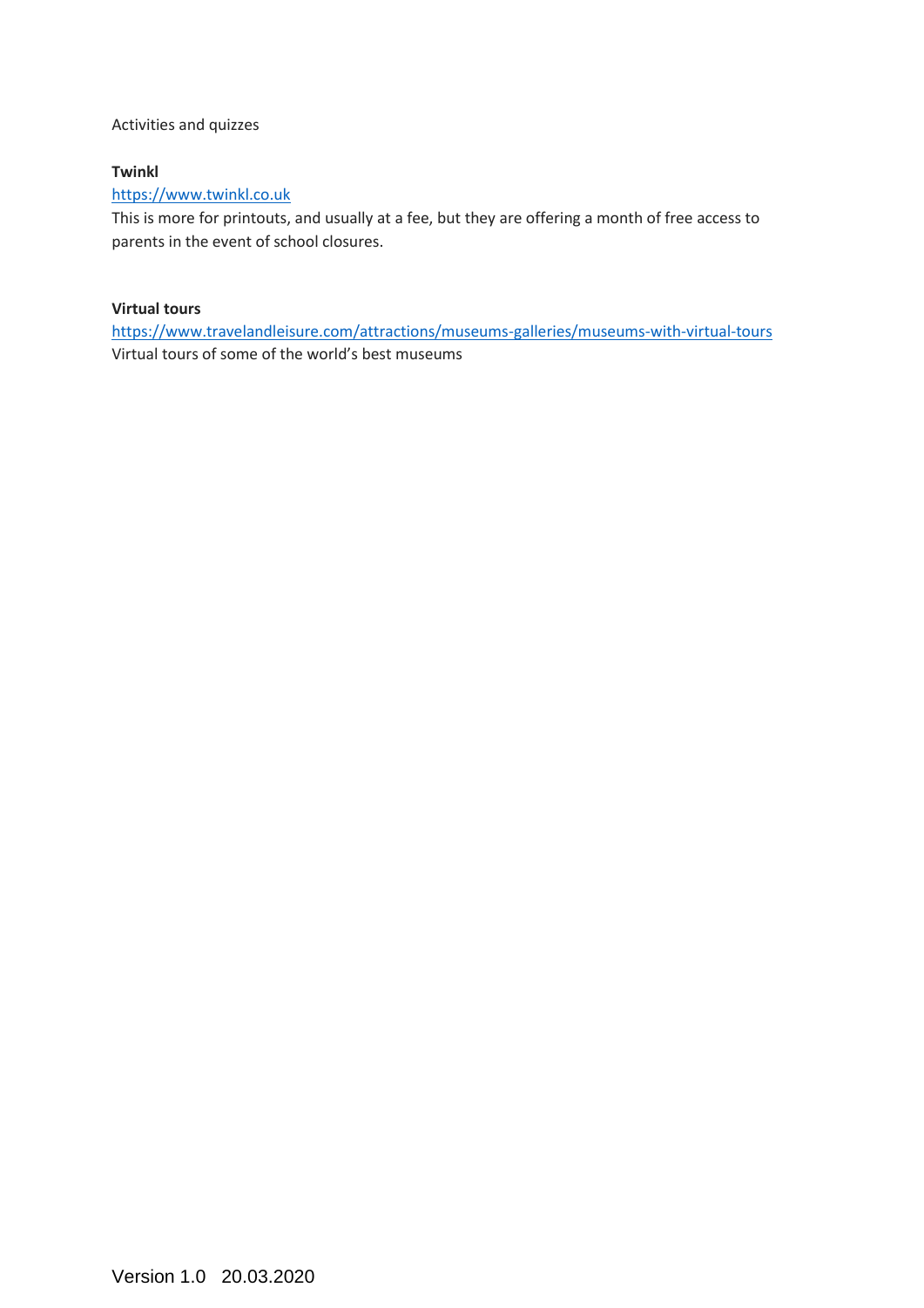Activities and quizzes

**Twinkl**

https://www.twinkl.co.uk

This is more for printouts, and usually at a fee, but they are offering a month of free access to parents in the event of school closures.

**Virtual tours**

https://www.travelandleisure.com/attractions/museums-galleries/museums-with-virtual-tours

Virtual tours of some of the world's best museums

Version 1.0 20.03.2020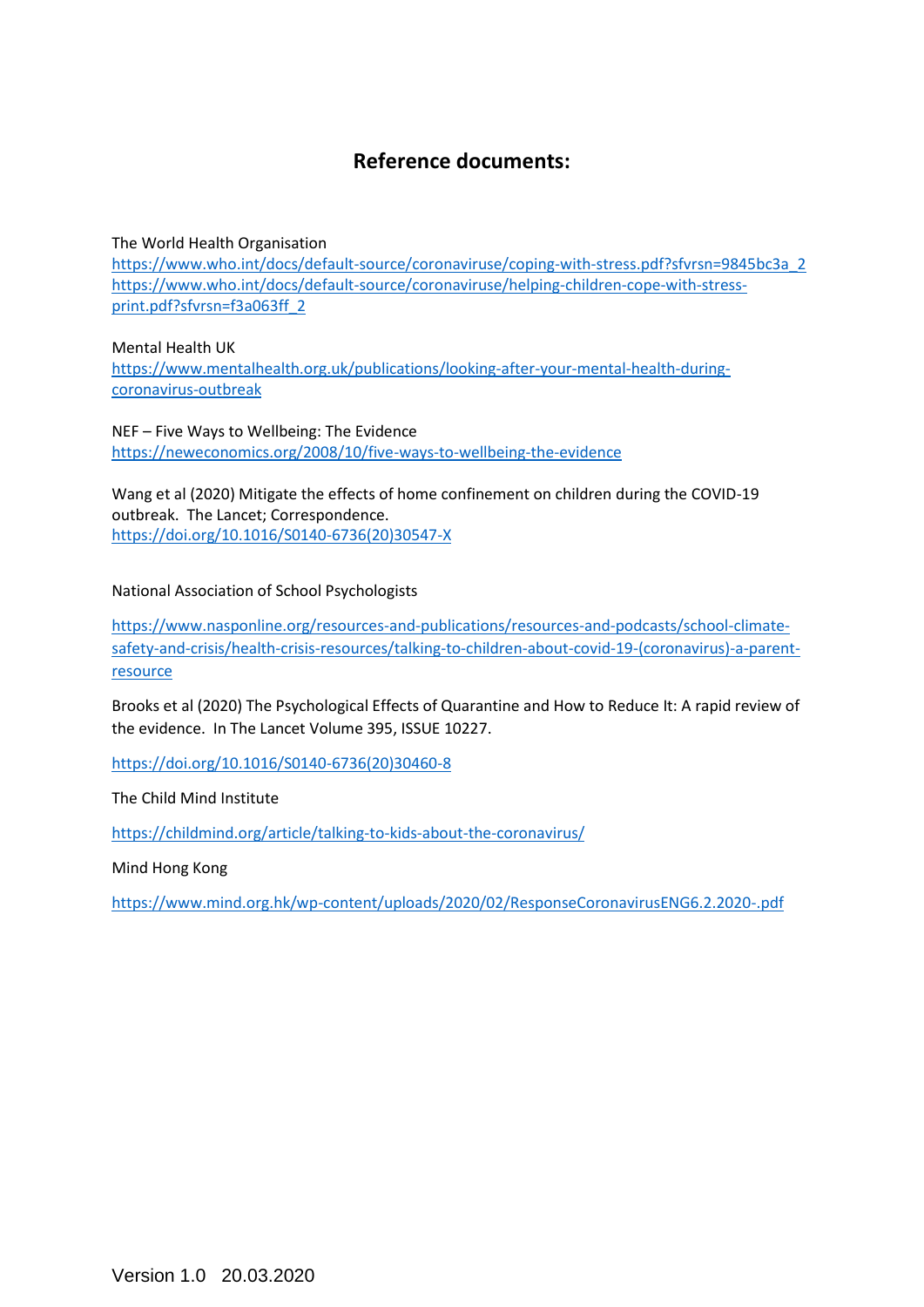## Reference documents:

The World Health Organisation
https://www.who.int/docs/default-source/coronaviruse/coping-with-stress.pdf?sfvrsn=9845bc3a_2
https://www.who.int/docs/default-source/coronaviruse/helping-children-cope-with-stress-print.pdf?sfvrsn=f3a063ff_2

Mental Health UK
https://www.mentalhealth.org.uk/publications/looking-after-your-mental-health-during-coronavirus-outbreak

NEF – Five Ways to Wellbeing: The Evidence
https://neweconomics.org/2008/10/five-ways-to-wellbeing-the-evidence

Wang et al (2020) Mitigate the effects of home confinement on children during the COVID-19 outbreak. The Lancet; Correspondence.
https://doi.org/10.1016/S0140-6736(20)30547-X

National Association of School Psychologists

https://www.nasponline.org/resources-and-publications/resources-and-podcasts/school-climate-safety-and-crisis/health-crisis-resources/talking-to-children-about-covid-19-(coronavirus)-a-parent-resource

Brooks et al (2020) The Psychological Effects of Quarantine and How to Reduce It: A rapid review of the evidence. In The Lancet Volume 395, ISSUE 10227.

https://doi.org/10.1016/S0140-6736(20)30460-8

The Child Mind Institute

https://childmind.org/article/talking-to-kids-about-the-coronavirus/

Mind Hong Kong

https://www.mind.org.hk/wp-content/uploads/2020/02/ResponseCoronavirusENG6.2.2020-.pdf